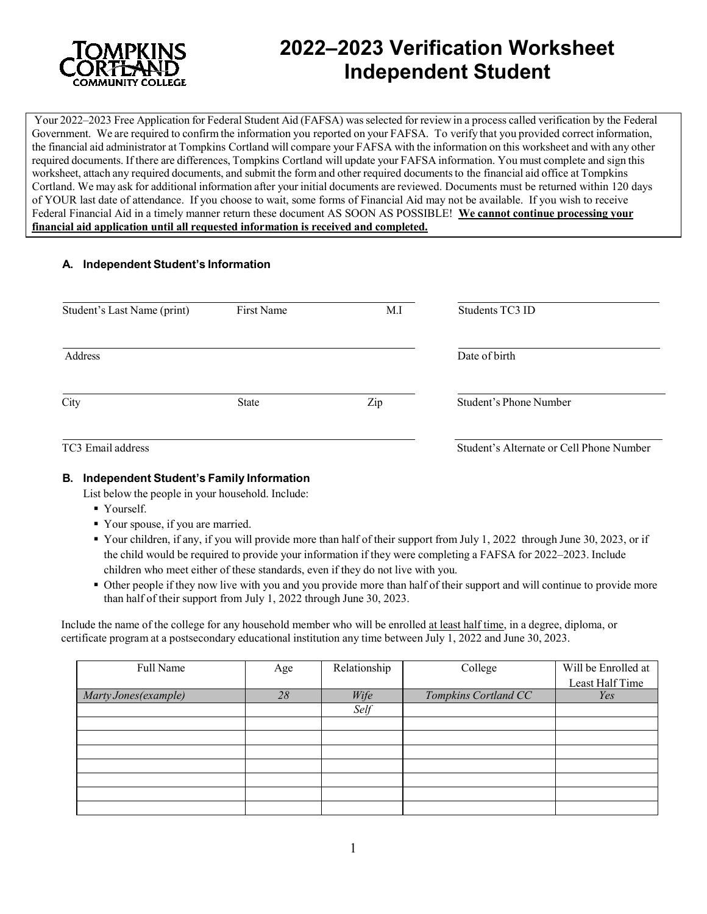# 2022–2023 Verification Worksheet Independent Student

Tompkins Cortland Community College

Your 2022–2023 Free Application for Federal Student Aid (FAFSA) was selected for review in a process called verification by the Federal Government. We are required to confirm the information you reported on your FAFSA. To verify that you provided correct information, the financial aid administrator at Tompkins Cortland will compare your FAFSA with the information on this worksheet and with any other required documents. If there are differences, Tompkins Cortland will update your FAFSA information. You must complete and sign this worksheet, attach any required documents, and submit the form and other required documents to the financial aid office at Tompkins Cortland. We may ask for additional information after your initial documents are reviewed. Documents must be returned within 120 days of YOUR last date of attendance. If you choose to wait, some forms of Financial Aid may not be available. If you wish to receive Federal Financial Aid in a timely manner return these document AS SOON AS POSSIBLE! **<u>We cannot continue processing your financial aid application until all requested information is received and completed.</u>**

## A. Independent Student's Information

Student's Last Name (print) ____ First Name ____ M.I ____

Students TC3 ID ____

Address ____

Date of birth ____

City ____ State ____ Zip ____

Student's Phone Number ____

TC3 Email address ____

Student's Alternate or Cell Phone Number ____

## B. Independent Student's Family Information

List below the people in your household. Include:

- Yourself.
- Your spouse, if you are married.
- Your children, if any, if you will provide more than half of their support from July 1, 2022 through June 30, 2023, or if the child would be required to provide your information if they were completing a FAFSA for 2022–2023. Include children who meet either of these standards, even if they do not live with you.
- Other people if they now live with you and you provide more than half of their support and will continue to provide more than half of their support from July 1, 2022 through June 30, 2023.

Include the name of the college for any household member who will be enrolled <u>at least half time</u>, in a degree, diploma, or certificate program at a postsecondary educational institution any time between July 1, 2022 and June 30, 2023.

| Full Name | Age | Relationship | College | Will be Enrolled at Least Half Time |
|---|---|---|---|---|
| *Marty Jones(example)* | *28* | *Wife* | *Tompkins Cortland CC* | *Yes* |
| | | *Self* | | |
| | | | | |
| | | | | |
| | | | | |
| | | | | |
| | | | | |
| | | | | |
| | | | | |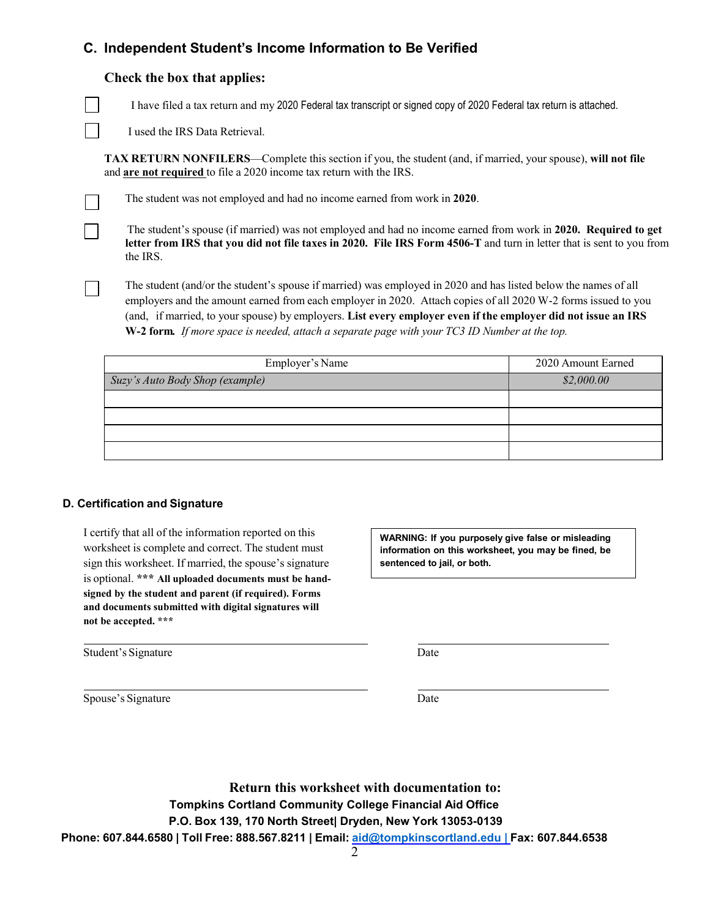## C. Independent Student's Income Information to Be Verified

### Check the box that applies:

☐ I have filed a tax return and my 2020 Federal tax transcript or signed copy of 2020 Federal tax return is attached.

☐ I used the IRS Data Retrieval.

**TAX RETURN NONFILERS**—Complete this section if you, the student (and, if married, your spouse), **will not file** and **are not required** to file a 2020 income tax return with the IRS.

☐ The student was not employed and had no income earned from work in **2020**.

☐ The student's spouse (if married) was not employed and had no income earned from work in **2020. Required to get letter from IRS that you did not file taxes in 2020. File IRS Form 4506-T** and turn in letter that is sent to you from the IRS.

☐ The student (and/or the student's spouse if married) was employed in 2020 and has listed below the names of all employers and the amount earned from each employer in 2020. Attach copies of all 2020 W-2 forms issued to you (and, if married, to your spouse) by employers. **List every employer even if the employer did not issue an IRS W-2 form.** *If more space is needed, attach a separate page with your TC3 ID Number at the top.*

| Employer's Name | 2020 Amount Earned |
|---|---|
| *Suzy's Auto Body Shop (example)* | *$2,000.00* |
| | |
| | |
| | |
| | |

### D. Certification and Signature

I certify that all of the information reported on this worksheet is complete and correct. The student must sign this worksheet. If married, the spouse's signature is optional. **\*\*\* All uploaded documents must be hand-signed by the student and parent (if required). Forms and documents submitted with digital signatures will not be accepted. \*\*\***

**WARNING: If you purposely give false or misleading information on this worksheet, you may be fined, be sentenced to jail, or both.**

Student's Signature ____________________ Date ____________________

Spouse's Signature ____________________ Date ____________________

**Return this worksheet with documentation to:**
**Tompkins Cortland Community College Financial Aid Office**
**P.O. Box 139, 170 North Street| Dryden, New York 13053-0139**
**Phone: 607.844.6580 | Toll Free: 888.567.8211 | Email: aid@tompkinscortland.edu | Fax: 607.844.6538**